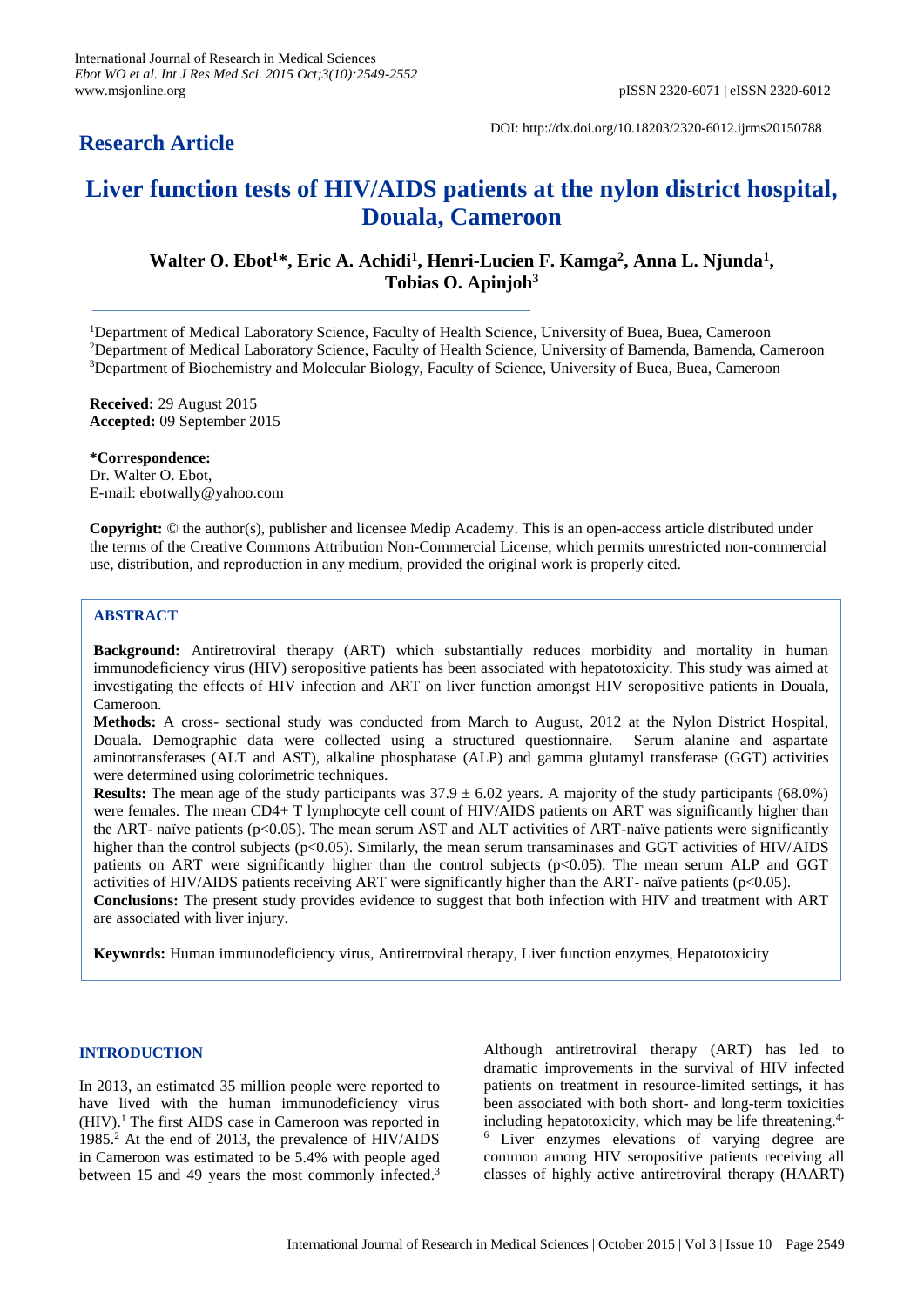International Journal of Research in Medical Sciences
*Ebot WO et al. Int J Res Med Sci. 2015 Oct;3(10):2549-2552*
www.msjonline.org

pISSN 2320-6071 | eISSN 2320-6012

DOI: http://dx.doi.org/10.18203/2320-6012.ijrms20150788

**Research Article**

# Liver function tests of HIV/AIDS patients at the nylon district hospital, Douala, Cameroon

**Walter O. Ebot[1]*, Eric A. Achidi[1], Henri-Lucien F. Kamga[2], Anna L. Njunda[1], Tobias O. Apinjoh[3]**

[1]Department of Medical Laboratory Science, Faculty of Health Science, University of Buea, Buea, Cameroon
[2]Department of Medical Laboratory Science, Faculty of Health Science, University of Bamenda, Bamenda, Cameroon
[3]Department of Biochemistry and Molecular Biology, Faculty of Science, University of Buea, Buea, Cameroon

**Received:** 29 August 2015
**Accepted:** 09 September 2015

***Correspondence:**
Dr. Walter O. Ebot,
E-mail: ebotwally@yahoo.com

**Copyright:** © the author(s), publisher and licensee Medip Academy. This is an open-access article distributed under the terms of the Creative Commons Attribution Non-Commercial License, which permits unrestricted non-commercial use, distribution, and reproduction in any medium, provided the original work is properly cited.

## ABSTRACT

**Background:** Antiretroviral therapy (ART) which substantially reduces morbidity and mortality in human immunodeficiency virus (HIV) seropositive patients has been associated with hepatotoxicity. This study was aimed at investigating the effects of HIV infection and ART on liver function amongst HIV seropositive patients in Douala, Cameroon.

**Methods:** A cross- sectional study was conducted from March to August, 2012 at the Nylon District Hospital, Douala. Demographic data were collected using a structured questionnaire. Serum alanine and aspartate aminotransferases (ALT and AST), alkaline phosphatase (ALP) and gamma glutamyl transferase (GGT) activities were determined using colorimetric techniques.

**Results:** The mean age of the study participants was 37.9 ± 6.02 years. A majority of the study participants (68.0%) were females. The mean CD4+ T lymphocyte cell count of HIV/AIDS patients on ART was significantly higher than the ART- naïve patients ($p<0.05$). The mean serum AST and ALT activities of ART-naïve patients were significantly higher than the control subjects ($p<0.05$). Similarly, the mean serum transaminases and GGT activities of HIV/AIDS patients on ART were significantly higher than the control subjects ($p<0.05$). The mean serum ALP and GGT activities of HIV/AIDS patients receiving ART were significantly higher than the ART- naïve patients ($p<0.05$).

**Conclusions:** The present study provides evidence to suggest that both infection with HIV and treatment with ART are associated with liver injury.

**Keywords:** Human immunodeficiency virus, Antiretroviral therapy, Liver function enzymes, Hepatotoxicity

## INTRODUCTION

In 2013, an estimated 35 million people were reported to have lived with the human immunodeficiency virus (HIV).[1] The first AIDS case in Cameroon was reported in 1985.[2] At the end of 2013, the prevalence of HIV/AIDS in Cameroon was estimated to be 5.4% with people aged between 15 and 49 years the most commonly infected.[3]

Although antiretroviral therapy (ART) has led to dramatic improvements in the survival of HIV infected patients on treatment in resource-limited settings, it has been associated with both short- and long-term toxicities including hepatotoxicity, which may be life threatening.[4-6] Liver enzymes elevations of varying degree are common among HIV seropositive patients receiving all classes of highly active antiretroviral therapy (HAART)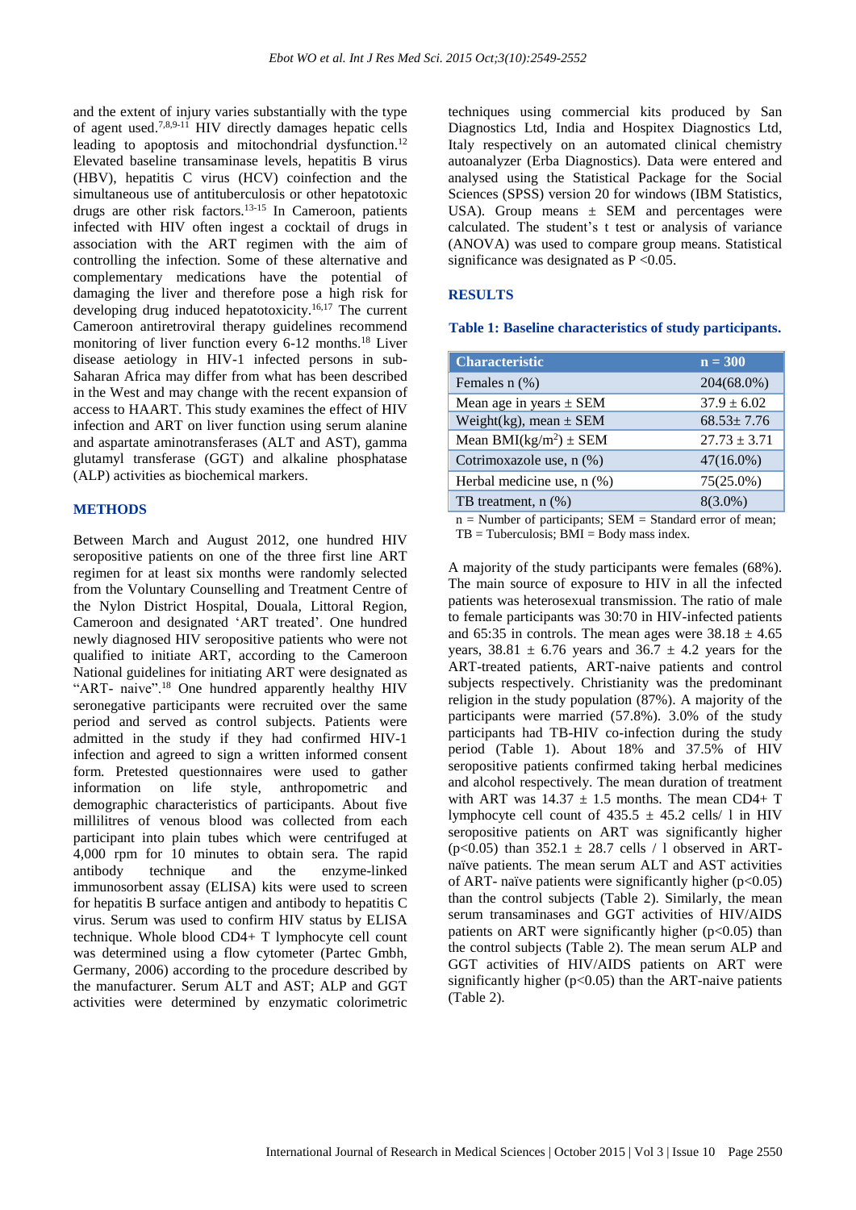and the extent of injury varies substantially with the type of agent used.[7,8,9-11] HIV directly damages hepatic cells leading to apoptosis and mitochondrial dysfunction.[12] Elevated baseline transaminase levels, hepatitis B virus (HBV), hepatitis C virus (HCV) coinfection and the simultaneous use of antituberculosis or other hepatotoxic drugs are other risk factors.[13-15] In Cameroon, patients infected with HIV often ingest a cocktail of drugs in association with the ART regimen with the aim of controlling the infection. Some of these alternative and complementary medications have the potential of damaging the liver and therefore pose a high risk for developing drug induced hepatotoxicity.[16,17] The current Cameroon antiretroviral therapy guidelines recommend monitoring of liver function every 6-12 months.[18] Liver disease aetiology in HIV-1 infected persons in sub-Saharan Africa may differ from what has been described in the West and may change with the recent expansion of access to HAART. This study examines the effect of HIV infection and ART on liver function using serum alanine and aspartate aminotransferases (ALT and AST), gamma glutamyl transferase (GGT) and alkaline phosphatase (ALP) activities as biochemical markers.

## METHODS

Between March and August 2012, one hundred HIV seropositive patients on one of the three first line ART regimen for at least six months were randomly selected from the Voluntary Counselling and Treatment Centre of the Nylon District Hospital, Douala, Littoral Region, Cameroon and designated 'ART treated'. One hundred newly diagnosed HIV seropositive patients who were not qualified to initiate ART, according to the Cameroon National guidelines for initiating ART were designated as "ART- naive".[18] One hundred apparently healthy HIV seronegative participants were recruited over the same period and served as control subjects. Patients were admitted in the study if they had confirmed HIV-1 infection and agreed to sign a written informed consent form. Pretested questionnaires were used to gather information on life style, anthropometric and demographic characteristics of participants. About five millilitres of venous blood was collected from each participant into plain tubes which were centrifuged at 4,000 rpm for 10 minutes to obtain sera. The rapid antibody technique and the enzyme-linked immunosorbent assay (ELISA) kits were used to screen for hepatitis B surface antigen and antibody to hepatitis C virus. Serum was used to confirm HIV status by ELISA technique. Whole blood CD4+ T lymphocyte cell count was determined using a flow cytometer (Partec Gmbh, Germany, 2006) according to the procedure described by the manufacturer. Serum ALT and AST; ALP and GGT activities were determined by enzymatic colorimetric techniques using commercial kits produced by San Diagnostics Ltd, India and Hospitex Diagnostics Ltd, Italy respectively on an automated clinical chemistry autoanalyzer (Erba Diagnostics). Data were entered and analysed using the Statistical Package for the Social Sciences (SPSS) version 20 for windows (IBM Statistics, USA). Group means ± SEM and percentages were calculated. The student's t test or analysis of variance (ANOVA) was used to compare group means. Statistical significance was designated as $P < 0.05$.

## RESULTS

**Table 1: Baseline characteristics of study participants.**

| Characteristic | n = 300 |
|---|---|
| Females n (%) | 204(68.0%) |
| Mean age in years ± SEM | 37.9 ± 6.02 |
| Weight(kg), mean ± SEM | 68.53± 7.76 |
| Mean BMI($kg/m^2$) ± SEM | 27.73 ± 3.71 |
| Cotrimoxazole use, n (%) | 47(16.0%) |
| Herbal medicine use, n (%) | 75(25.0%) |
| TB treatment, n (%) | 8(3.0%) |

n = Number of participants; SEM = Standard error of mean; TB = Tuberculosis; BMI = Body mass index.

A majority of the study participants were females (68%). The main source of exposure to HIV in all the infected patients was heterosexual transmission. The ratio of male to female participants was 30:70 in HIV-infected patients and 65:35 in controls. The mean ages were 38.18 ± 4.65 years, 38.81 ± 6.76 years and 36.7 ± 4.2 years for the ART-treated patients, ART-naive patients and control subjects respectively. Christianity was the predominant religion in the study population (87%). A majority of the participants were married (57.8%). 3.0% of the study participants had TB-HIV co-infection during the study period (Table 1). About 18% and 37.5% of HIV seropositive patients confirmed taking herbal medicines and alcohol respectively. The mean duration of treatment with ART was 14.37 ± 1.5 months. The mean CD4+ T lymphocyte cell count of 435.5 ± 45.2 cells/ l in HIV seropositive patients on ART was significantly higher ($p<0.05$) than 352.1 ± 28.7 cells / l observed in ART-naïve patients. The mean serum ALT and AST activities of ART- naïve patients were significantly higher ($p<0.05$) than the control subjects (Table 2). Similarly, the mean serum transaminases and GGT activities of HIV/AIDS patients on ART were significantly higher ($p<0.05$) than the control subjects (Table 2). The mean serum ALP and GGT activities of HIV/AIDS patients on ART were significantly higher ($p<0.05$) than the ART-naive patients (Table 2).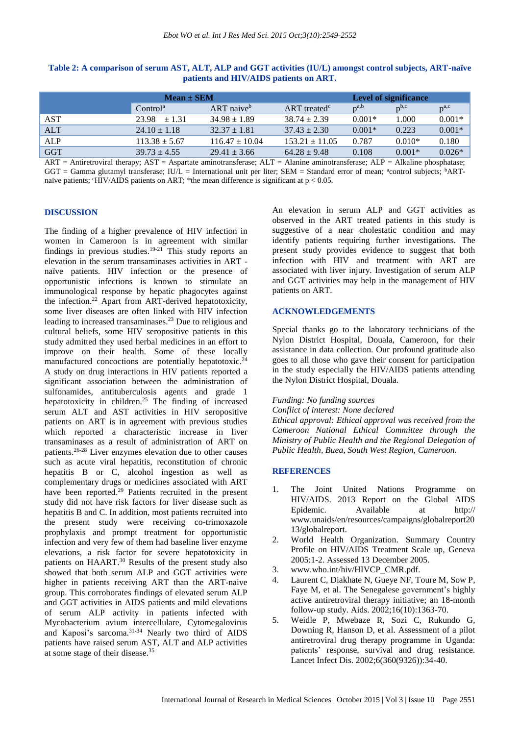**Table 2: A comparison of serum AST, ALT, ALP and GGT activities (IU/L) amongst control subjects, ART-naïve patients and HIV/AIDS patients on ART.**

| | Mean ± SEM | | | Level of significance | | |
|---|---|---|---|---|---|---|
| | Control[a] | ART naive[b] | ART treated[c] | $p^{a,b}$ | $p^{b,c}$ | $p^{a,c}$ |
| AST | 23.98 ± 1.31 | 34.98 ± 1.89 | 38.74 ± 2.39 | 0.001* | 1.000 | 0.001* |
| ALT | 24.10 ± 1.18 | 32.37 ± 1.81 | 37.43 ± 2.30 | 0.001* | 0.223 | 0.001* |
| ALP | 113.38 ± 5.67 | 116.47 ± 10.04 | 153.21 ± 11.05 | 0.787 | 0.010* | 0.180 |
| GGT | 39.73 ± 4.55 | 29.41 ± 3.66 | 64.28 ± 9.48 | 0.108 | 0.001* | 0.026* |

ART = Antiretroviral therapy; AST = Aspartate aminotransferase; ALT = Alanine aminotransferase; ALP = Alkaline phosphatase; GGT = Gamma glutamyl transferase; IU/L = International unit per liter; SEM = Standard error of mean; [a]control subjects; [b]ART-naïve patients; [c]HIV/AIDS patients on ART; *the mean difference is significant at $p < 0.05$.

## DISCUSSION

The finding of a higher prevalence of HIV infection in women in Cameroon is in agreement with similar findings in previous studies.[19-21] This study reports an elevation in the serum transaminases activities in ART - naïve patients. HIV infection or the presence of opportunistic infections is known to stimulate an immunological response by hepatic phagocytes against the infection.[22] Apart from ART-derived hepatotoxicity, some liver diseases are often linked with HIV infection leading to increased transaminases.[23] Due to religious and cultural beliefs, some HIV seropositive patients in this study admitted they used herbal medicines in an effort to improve on their health. Some of these locally manufactured concoctions are potentially hepatotoxic.[24] A study on drug interactions in HIV patients reported a significant association between the administration of sulfonamides, antituberculosis agents and grade 1 hepatotoxicity in children.[25] The finding of increased serum ALT and AST activities in HIV seropositive patients on ART is in agreement with previous studies which reported a characteristic increase in liver transaminases as a result of administration of ART on patients.[26-28] Liver enzymes elevation due to other causes such as acute viral hepatitis, reconstitution of chronic hepatitis B or C, alcohol ingestion as well as complementary drugs or medicines associated with ART have been reported.[29] Patients recruited in the present study did not have risk factors for liver disease such as hepatitis B and C. In addition, most patients recruited into the present study were receiving co-trimoxazole prophylaxis and prompt treatment for opportunistic infection and very few of them had baseline liver enzyme elevations, a risk factor for severe hepatotoxicity in patients on HAART.[30] Results of the present study also showed that both serum ALP and GGT activities were higher in patients receiving ART than the ART-naive group. This corroborates findings of elevated serum ALP and GGT activities in AIDS patients and mild elevations of serum ALP activity in patients infected with Mycobacterium avium intercellulare, Cytomegalovirus and Kaposi's sarcoma.[31-34] Nearly two third of AIDS patients have raised serum AST, ALT and ALP activities at some stage of their disease.[35]

An elevation in serum ALP and GGT activities as observed in the ART treated patients in this study is suggestive of a near cholestatic condition and may identify patients requiring further investigations. The present study provides evidence to suggest that both infection with HIV and treatment with ART are associated with liver injury. Investigation of serum ALP and GGT activities may help in the management of HIV patients on ART.

## ACKNOWLEDGEMENTS

Special thanks go to the laboratory technicians of the Nylon District Hospital, Douala, Cameroon, for their assistance in data collection. Our profound gratitude also goes to all those who gave their consent for participation in the study especially the HIV/AIDS patients attending the Nylon District Hospital, Douala.

*Funding: No funding sources*
*Conflict of interest: None declared*
*Ethical approval: Ethical approval was received from the Cameroon National Ethical Committee through the Ministry of Public Health and the Regional Delegation of Public Health, Buea, South West Region, Cameroon.*

## REFERENCES

1. The Joint United Nations Programme on HIV/AIDS. 2013 Report on the Global AIDS Epidemic. Available at http://www.unaids/en/resources/campaigns/globalreport2013/globalreport.
2. World Health Organization. Summary Country Profile on HIV/AIDS Treatment Scale up, Geneva 2005:1-2. Assessed 13 December 2005.
3. www.who.int/hiv/HIVCP_CMR.pdf.
4. Laurent C, Diakhate N, Gueye NF, Toure M, Sow P, Faye M, et al. The Senegalese government's highly active antiretroviral therapy initiative; an 18-month follow-up study. Aids. 2002;16(10):1363-70.
5. Weidle P, Mwebaze R, Sozi C, Rukundo G, Downing R, Hanson D, et al. Assessment of a pilot antiretroviral drug therapy programme in Uganda: patients' response, survival and drug resistance. Lancet Infect Dis. 2002;6(360(9326)):34-40.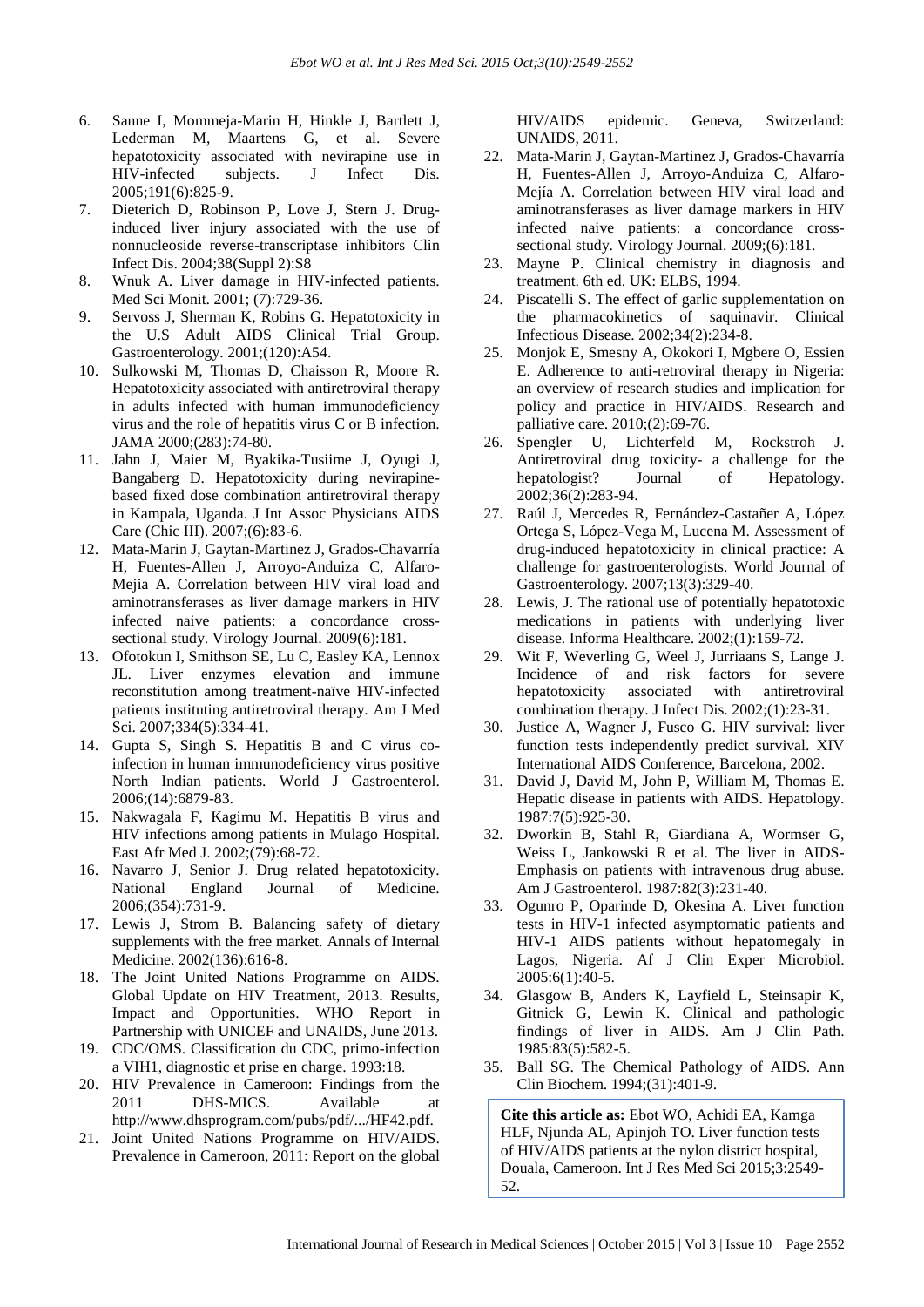6. Sanne I, Mommeja-Marin H, Hinkle J, Bartlett J, Lederman M, Maartens G, et al. Severe hepatotoxicity associated with nevirapine use in HIV-infected subjects. J Infect Dis. 2005;191(6):825-9.
7. Dieterich D, Robinson P, Love J, Stern J. Drug-induced liver injury associated with the use of nonnucleoside reverse-transcriptase inhibitors Clin Infect Dis. 2004;38(Suppl 2):S8
8. Wnuk A. Liver damage in HIV-infected patients. Med Sci Monit. 2001; (7):729-36.
9. Servoss J, Sherman K, Robins G. Hepatotoxicity in the U.S Adult AIDS Clinical Trial Group. Gastroenterology. 2001;(120):A54.
10. Sulkowski M, Thomas D, Chaisson R, Moore R. Hepatotoxicity associated with antiretroviral therapy in adults infected with human immunodeficiency virus and the role of hepatitis virus C or B infection. JAMA 2000;(283):74-80.
11. Jahn J, Maier M, Byakika-Tusiime J, Oyugi J, Bangaberg D. Hepatotoxicity during nevirapine-based fixed dose combination antiretroviral therapy in Kampala, Uganda. J Int Assoc Physicians AIDS Care (Chic III). 2007;(6):83-6.
12. Mata-Marin J, Gaytan-Martinez J, Grados-Chavarría H, Fuentes-Allen J, Arroyo-Anduiza C, Alfaro-Mejia A. Correlation between HIV viral load and aminotransferases as liver damage markers in HIV infected naive patients: a concordance cross-sectional study. Virology Journal. 2009(6):181.
13. Ofotokun I, Smithson SE, Lu C, Easley KA, Lennox JL. Liver enzymes elevation and immune reconstitution among treatment-naïve HIV-infected patients instituting antiretroviral therapy. Am J Med Sci. 2007;334(5):334-41.
14. Gupta S, Singh S. Hepatitis B and C virus co-infection in human immunodeficiency virus positive North Indian patients. World J Gastroenterol. 2006;(14):6879-83.
15. Nakwagala F, Kagimu M. Hepatitis B virus and HIV infections among patients in Mulago Hospital. East Afr Med J. 2002;(79):68-72.
16. Navarro J, Senior J. Drug related hepatotoxicity. National England Journal of Medicine. 2006;(354):731-9.
17. Lewis J, Strom B. Balancing safety of dietary supplements with the free market. Annals of Internal Medicine. 2002(136):616-8.
18. The Joint United Nations Programme on AIDS. Global Update on HIV Treatment, 2013. Results, Impact and Opportunities. WHO Report in Partnership with UNICEF and UNAIDS, June 2013.
19. CDC/OMS. Classification du CDC, primo-infection a VIH1, diagnostic et prise en charge. 1993:18.
20. HIV Prevalence in Cameroon: Findings from the 2011 DHS-MICS. Available at http://www.dhsprogram.com/pubs/pdf/.../HF42.pdf.
21. Joint United Nations Programme on HIV/AIDS. Prevalence in Cameroon, 2011: Report on the global HIV/AIDS epidemic. Geneva, Switzerland: UNAIDS, 2011.
22. Mata-Marin J, Gaytan-Martinez J, Grados-Chavarría H, Fuentes-Allen J, Arroyo-Anduiza C, Alfaro-Mejía A. Correlation between HIV viral load and aminotransferases as liver damage markers in HIV infected naive patients: a concordance cross-sectional study. Virology Journal. 2009;(6):181.
23. Mayne P. Clinical chemistry in diagnosis and treatment. 6th ed. UK: ELBS, 1994.
24. Piscatelli S. The effect of garlic supplementation on the pharmacokinetics of saquinavir. Clinical Infectious Disease. 2002;34(2):234-8.
25. Monjok E, Smesny A, Okokori I, Mgbere O, Essien E. Adherence to anti-retroviral therapy in Nigeria: an overview of research studies and implication for policy and practice in HIV/AIDS. Research and palliative care. 2010;(2):69-76.
26. Spengler U, Lichterfeld M, Rockstroh J. Antiretroviral drug toxicity- a challenge for the hepatologist? Journal of Hepatology. 2002;36(2):283-94.
27. Raúl J, Mercedes R, Fernández-Castañer A, López Ortega S, López-Vega M, Lucena M. Assessment of drug-induced hepatotoxicity in clinical practice: A challenge for gastroenterologists. World Journal of Gastroenterology. 2007;13(3):329-40.
28. Lewis, J. The rational use of potentially hepatotoxic medications in patients with underlying liver disease. Informa Healthcare. 2002;(1):159-72.
29. Wit F, Weverling G, Weel J, Jurriaans S, Lange J. Incidence of and risk factors for severe hepatotoxicity associated with antiretroviral combination therapy. J Infect Dis. 2002;(1):23-31.
30. Justice A, Wagner J, Fusco G. HIV survival: liver function tests independently predict survival. XIV International AIDS Conference, Barcelona, 2002.
31. David J, David M, John P, William M, Thomas E. Hepatic disease in patients with AIDS. Hepatology. 1987:7(5):925-30.
32. Dworkin B, Stahl R, Giardiana A, Wormser G, Weiss L, Jankowski R et al. The liver in AIDS- Emphasis on patients with intravenous drug abuse. Am J Gastroenterol. 1987:82(3):231-40.
33. Ogunro P, Oparinde D, Okesina A. Liver function tests in HIV-1 infected asymptomatic patients and HIV-1 AIDS patients without hepatomegaly in Lagos, Nigeria. Af J Clin Exper Microbiol. 2005:6(1):40-5.
34. Glasgow B, Anders K, Layfield L, Steinsapir K, Gitnick G, Lewin K. Clinical and pathologic findings of liver in AIDS. Am J Clin Path. 1985:83(5):582-5.
35. Ball SG. The Chemical Pathology of AIDS. Ann Clin Biochem. 1994;(31):401-9.

**Cite this article as:** Ebot WO, Achidi EA, Kamga HLF, Njunda AL, Apinjoh TO. Liver function tests of HIV/AIDS patients at the nylon district hospital, Douala, Cameroon. Int J Res Med Sci 2015;3:2549-52.